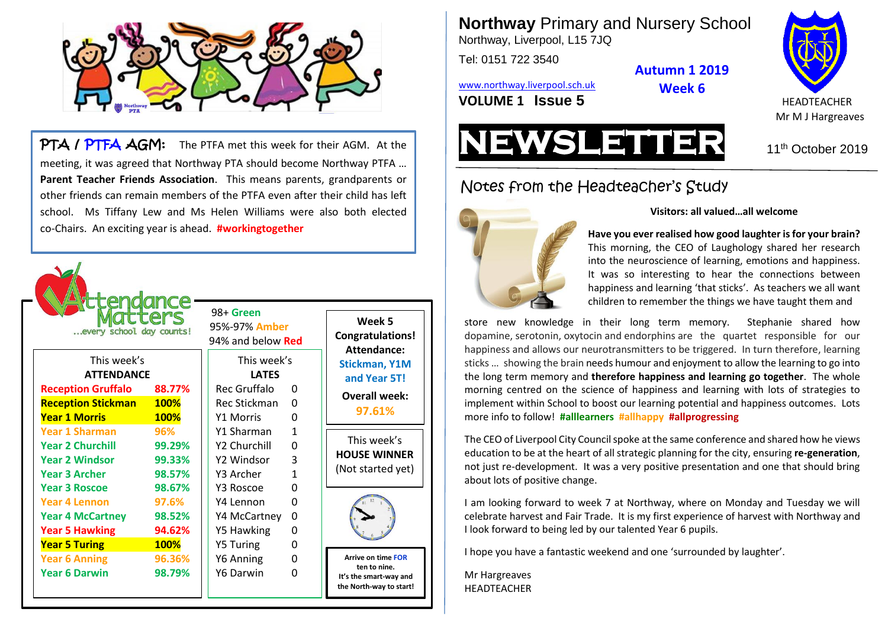# **Northway** Primary and Nursery School

Northway, Liverpool, L15 7JQ

Tel: 0151 722 3540

www.northway.liverpool.sch.uk

**VOLUME 1 Issue 5**

**Autumn 1 2019**
**Week 6**

HEADTEACHER
Mr M J Hargreaves

# NEWSLETTER

11th October 2019

## Notes from the Headteacher's Study

**Visitors: all valued…all welcome**

**Have you ever realised how good laughter is for your brain?** This morning, the CEO of Laughology shared her research into the neuroscience of learning, emotions and happiness. It was so interesting to hear the connections between happiness and learning 'that sticks'. As teachers we all want children to remember the things we have taught them and store new knowledge in their long term memory. Stephanie shared how dopamine, serotonin, oxytocin and endorphins are the quartet responsible for our happiness and allows our neurotransmitters to be triggered. In turn therefore, learning sticks … showing the brain needs humour and enjoyment to allow the learning to go into the long term memory and **therefore happiness and learning go together**. The whole morning centred on the science of happiness and learning with lots of strategies to implement within School to boost our learning potential and happiness outcomes. Lots more info to follow! **#alllearners #allhappy #allprogressing**

The CEO of Liverpool City Council spoke at the same conference and shared how he views education to be at the heart of all strategic planning for the city, ensuring **re-generation**, not just re-development. It was a very positive presentation and one that should bring about lots of positive change.

I am looking forward to week 7 at Northway, where on Monday and Tuesday we will celebrate harvest and Fair Trade. It is my first experience of harvest with Northway and I look forward to being led by our talented Year 6 pupils.

I hope you have a fantastic weekend and one 'surrounded by laughter'.

Mr Hargreaves
HEADTEACHER

**PTA / PTFA AGM:** The PTFA met this week for their AGM. At the meeting, it was agreed that Northway PTA should become Northway PTFA … **Parent Teacher Friends Association**. This means parents, grandparents or other friends can remain members of the PTFA even after their child has left school. Ms Tiffany Lew and Ms Helen Williams were also both elected co-Chairs. An exciting year is ahead. **#workingtogether**

## Attendance Matters

…every school day counts!

98+ Green
95%-97% Amber
94% and below Red

| This week's ATTENDANCE | | This week's LATES | |
|---|---|---|---|
| Reception Gruffalo | 88.77% | Rec Gruffalo | 0 |
| Reception Stickman | 100% | Rec Stickman | 0 |
| Year 1 Morris | 100% | Y1 Morris | 0 |
| Year 1 Sharman | 96% | Y1 Sharman | 1 |
| Year 2 Churchill | 99.29% | Y2 Churchill | 0 |
| Year 2 Windsor | 99.33% | Y2 Windsor | 3 |
| Year 3 Archer | 98.57% | Y3 Archer | 1 |
| Year 3 Roscoe | 98.67% | Y3 Roscoe | 0 |
| Year 4 Lennon | 97.6% | Y4 Lennon | 0 |
| Year 4 McCartney | 98.52% | Y4 McCartney | 0 |
| Year 5 Hawking | 94.62% | Y5 Hawking | 0 |
| Year 5 Turing | 100% | Y5 Turing | 0 |
| Year 6 Anning | 96.36% | Y6 Anning | 0 |
| Year 6 Darwin | 98.79% | Y6 Darwin | 0 |

**Week 5 Congratulations! Attendance:**
**Stickman, Y1M and Year 5T!**

**Overall week:**
**97.61%**

This week's **HOUSE WINNER**
(Not started yet)

**Arrive on time FOR ten to nine.**
**It's the smart-way and the North-way to start!**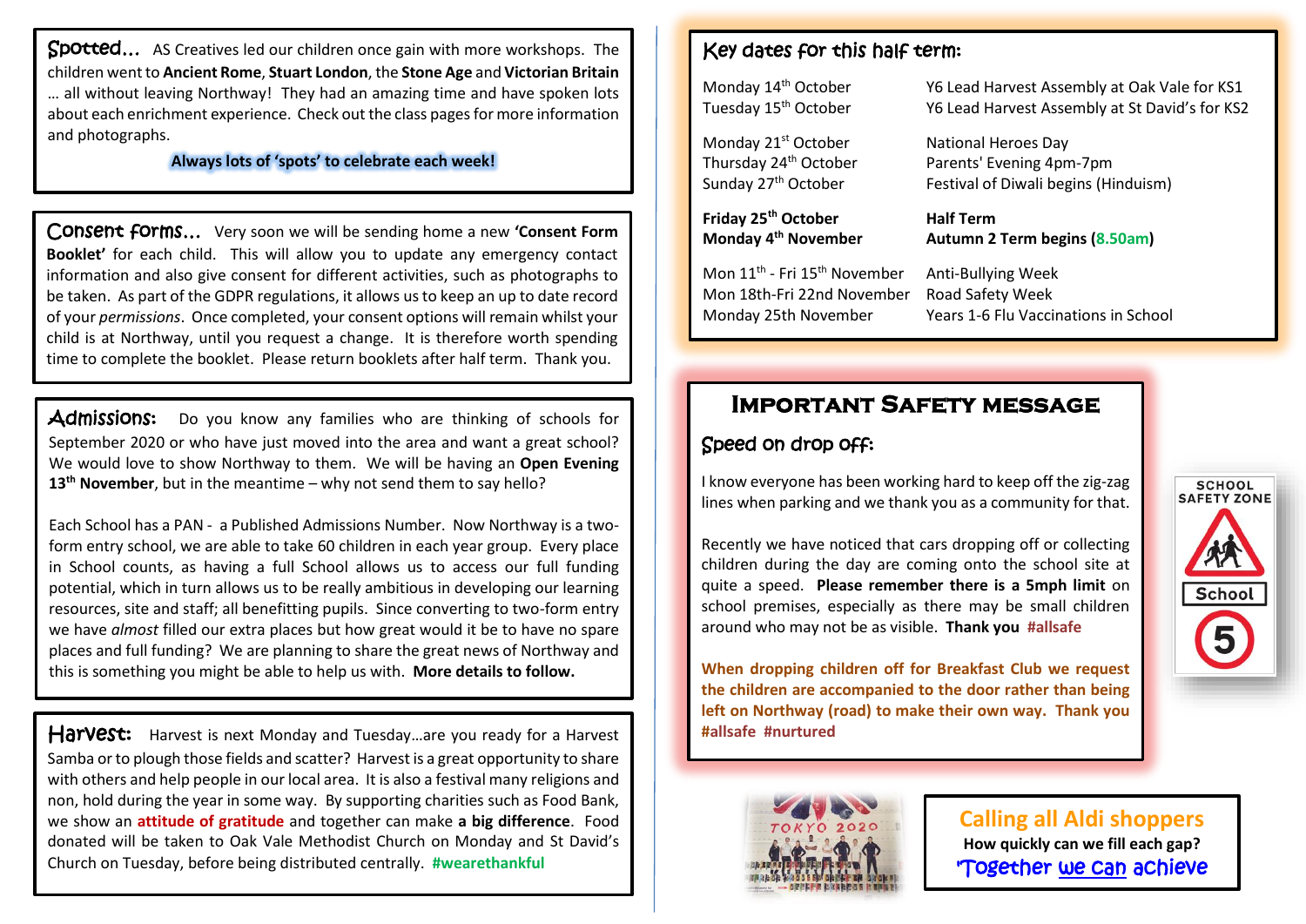## Spotted…

AS Creatives led our children once gain with more workshops. The children went to **Ancient Rome**, **Stuart London**, the **Stone Age** and **Victorian Britain** … all without leaving Northway! They had an amazing time and have spoken lots about each enrichment experience. Check out the class pages for more information and photographs.

**Always lots of 'spots' to celebrate each week!**

## Consent forms…

Very soon we will be sending home a new **'Consent Form Booklet'** for each child. This will allow you to update any emergency contact information and also give consent for different activities, such as photographs to be taken. As part of the GDPR regulations, it allows us to keep an up to date record of your *permissions*. Once completed, your consent options will remain whilst your child is at Northway, until you request a change. It is therefore worth spending time to complete the booklet. Please return booklets after half term. Thank you.

## Admissions:

Do you know any families who are thinking of schools for September 2020 or who have just moved into the area and want a great school? We would love to show Northway to them. We will be having an **Open Evening 13th November**, but in the meantime – why not send them to say hello?

Each School has a PAN - a Published Admissions Number. Now Northway is a two-form entry school, we are able to take 60 children in each year group. Every place in School counts, as having a full School allows us to access our full funding potential, which in turn allows us to be really ambitious in developing our learning resources, site and staff; all benefitting pupils. Since converting to two-form entry we have *almost* filled our extra places but how great would it be to have no spare places and full funding? We are planning to share the great news of Northway and this is something you might be able to help us with. **More details to follow.**

## Harvest:

Harvest is next Monday and Tuesday…are you ready for a Harvest Samba or to plough those fields and scatter? Harvest is a great opportunity to share with others and help people in our local area. It is also a festival many religions and non, hold during the year in some way. By supporting charities such as Food Bank, we show an **attitude of gratitude** and together can make **a big difference**. Food donated will be taken to Oak Vale Methodist Church on Monday and St David's Church on Tuesday, before being distributed centrally. **#wearethankful**

## Key dates for this half term:

| | |
|---|---|
| Monday 14th October | Y6 Lead Harvest Assembly at Oak Vale for KS1 |
| Tuesday 15th October | Y6 Lead Harvest Assembly at St David's for KS2 |
| Monday 21st October | National Heroes Day |
| Thursday 24th October | Parents' Evening 4pm-7pm |
| Sunday 27th October | Festival of Diwali begins (Hinduism) |
| **Friday 25th October** | **Half Term** |
| **Monday 4th November** | **Autumn 2 Term begins (8.50am)** |
| Mon 11th - Fri 15th November | Anti-Bullying Week |
| Mon 18th-Fri 22nd November | Road Safety Week |
| Monday 25th November | Years 1-6 Flu Vaccinations in School |

## Important Safety message

### Speed on drop off:

I know everyone has been working hard to keep off the zig-zag lines when parking and we thank you as a community for that.

Recently we have noticed that cars dropping off or collecting children during the day are coming onto the school site at quite a speed. **Please remember there is a 5mph limit** on school premises, especially as there may be small children around who may not be as visible. **Thank you #allsafe**

**When dropping children off for Breakfast Club we request the children are accompanied to the door rather than being left on Northway (road) to make their own way. Thank you #allsafe #nurtured**

SCHOOL SAFETY ZONE
School
5

TOKYO 2020

## Calling all Aldi shoppers

**How quickly can we fill each gap?**

'Together we can achieve